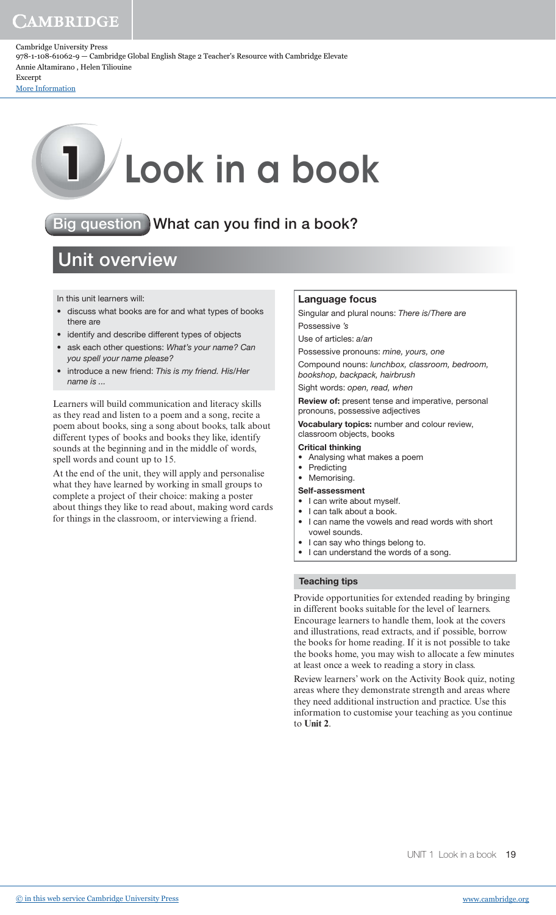# 1 Look in a book

## Big question What can you find in a book?

## Unit overview

In this unit learners will:

- discuss what books are for and what types of books there are
- identify and describe different types of objects
- ask each other questions: *What's your name? Can you spell your name please?*
- introduce a new friend: *This is my friend. His/Her name is ...*

Learners will build communication and literacy skills as they read and listen to a poem and a song, recite a poem about books, sing a song about books, talk about different types of books and books they like, identify sounds at the beginning and in the middle of words, spell words and count up to 15.

At the end of the unit, they will apply and personalise what they have learned by working in small groups to complete a project of their choice: making a poster about things they like to read about, making word cards for things in the classroom, or interviewing a friend.

### Language focus

Singular and plural nouns: *There is/There are*

Possessive *'s*

Use of articles: *a/an*

Possessive pronouns: *mine, yours, one*

Compound nouns: *lunchbox, classroom, bedroom, bookshop, backpack, hairbrush*

Sight words: *open, read, when*

**Review of:** present tense and imperative, personal pronouns, possessive adjectives

**Vocabulary topics:** number and colour review, classroom objects, books

**Critical thinking**

- Analysing what makes a poem
- Predicting
- Memorising.

**Self-assessment**

- I can write about myself.
- I can talk about a book.
- I can name the vowels and read words with short vowel sounds.
- I can say who things belong to.
- I can understand the words of a song.

### Teaching tips

Provide opportunities for extended reading by bringing in different books suitable for the level of learners. Encourage learners to handle them, look at the covers and illustrations, read extracts, and if possible, borrow the books for home reading. If it is not possible to take the books home, you may wish to allocate a few minutes at least once a week to reading a story in class.

Review learners' work on the Activity Book quiz, noting areas where they demonstrate strength and areas where they need additional instruction and practice. Use this information to customise your teaching as you continue to **Unit 2**.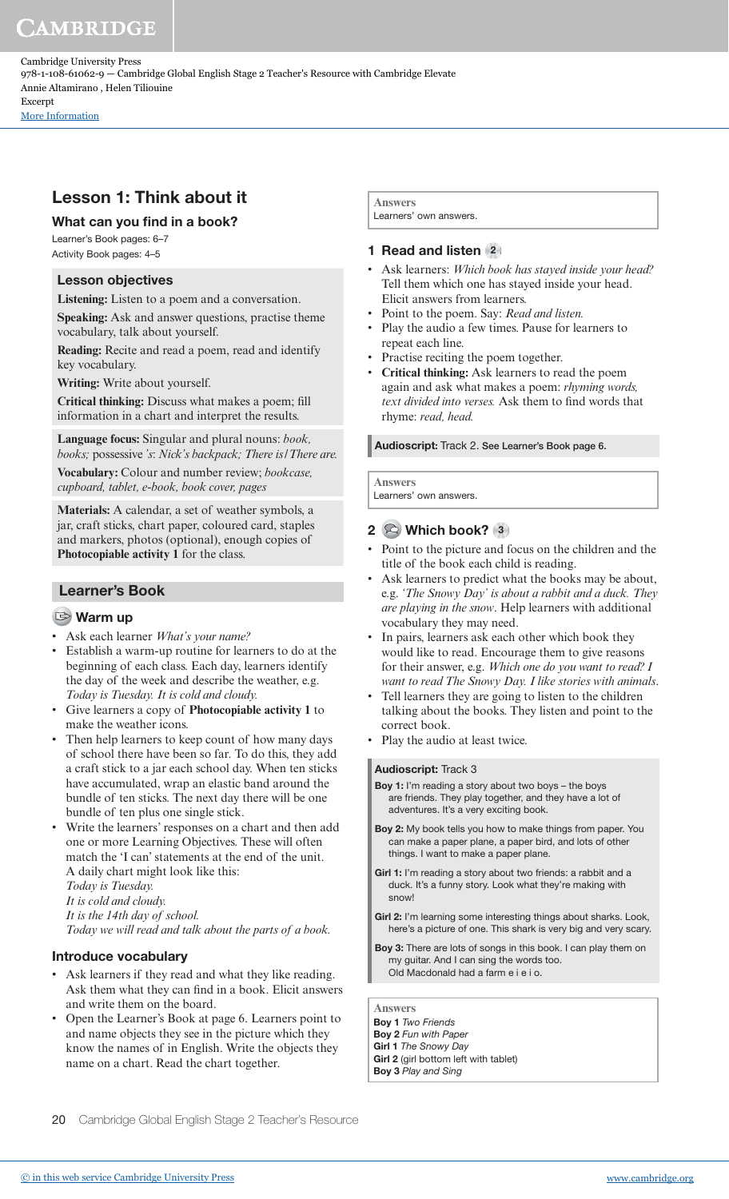## Lesson 1: Think about it

### What can you find in a book?

Learner's Book pages: 6–7
Activity Book pages: 4–5

#### Lesson objectives

**Listening:** Listen to a poem and a conversation.

**Speaking:** Ask and answer questions, practise theme vocabulary, talk about yourself.

**Reading:** Recite and read a poem, read and identify key vocabulary.

**Writing:** Write about yourself.

**Critical thinking:** Discuss what makes a poem; fill information in a chart and interpret the results.

**Language focus:** Singular and plural nouns: *book, books;* possessive *'s*: *Nick's backpack; There is/There are.*

**Vocabulary:** Colour and number review; *bookcase, cupboard, tablet, e-book, book cover, pages*

**Materials:** A calendar, a set of weather symbols, a jar, craft sticks, chart paper, coloured card, staples and markers, photos (optional), enough copies of **Photocopiable activity 1** for the class.

### Learner's Book

#### Warm up

- Ask each learner *What's your name?*
- Establish a warm-up routine for learners to do at the beginning of each class. Each day, learners identify the day of the week and describe the weather, e.g. *Today is Tuesday. It is cold and cloudy.*
- Give learners a copy of **Photocopiable activity 1** to make the weather icons.
- Then help learners to keep count of how many days of school there have been so far. To do this, they add a craft stick to a jar each school day. When ten sticks have accumulated, wrap an elastic band around the bundle of ten sticks. The next day there will be one bundle of ten plus one single stick.
- Write the learners' responses on a chart and then add one or more Learning Objectives. These will often match the 'I can' statements at the end of the unit. A daily chart might look like this:
  *Today is Tuesday.*
  *It is cold and cloudy.*
  *It is the 14th day of school.*
  *Today we will read and talk about the parts of a book.*

#### Introduce vocabulary

- Ask learners if they read and what they like reading. Ask them what they can find in a book. Elicit answers and write them on the board.
- Open the Learner's Book at page 6. Learners point to and name objects they see in the picture which they know the names of in English. Write the objects they name on a chart. Read the chart together.

> **Answers**
> Learners' own answers.

#### 1 Read and listen 2

- Ask learners: *Which book has stayed inside your head?* Tell them which one has stayed inside your head. Elicit answers from learners.
- Point to the poem. Say: *Read and listen.*
- Play the audio a few times. Pause for learners to repeat each line.
- Practise reciting the poem together.
- **Critical thinking:** Ask learners to read the poem again and ask what makes a poem: *rhyming words, text divided into verses.* Ask them to find words that rhyme: *read, head.*

> **Audioscript:** Track 2. See Learner's Book page 6.

> **Answers**
> Learners' own answers.

#### 2 Which book? 3

- Point to the picture and focus on the children and the title of the book each child is reading.
- Ask learners to predict what the books may be about, e.g. *'The Snowy Day' is about a rabbit and a duck. They are playing in the snow*. Help learners with additional vocabulary they may need.
- In pairs, learners ask each other which book they would like to read. Encourage them to give reasons for their answer, e.g. *Which one do you want to read? I want to read The Snowy Day. I like stories with animals*.
- Tell learners they are going to listen to the children talking about the books. They listen and point to the correct book.
- Play the audio at least twice.

> **Audioscript:** Track 3
>
> **Boy 1:** I'm reading a story about two boys – the boys are friends. They play together, and they have a lot of adventures. It's a very exciting book.
>
> **Boy 2:** My book tells you how to make things from paper. You can make a paper plane, a paper bird, and lots of other things. I want to make a paper plane.
>
> **Girl 1:** I'm reading a story about two friends: a rabbit and a duck. It's a funny story. Look what they're making with snow!
>
> **Girl 2:** I'm learning some interesting things about sharks. Look, here's a picture of one. This shark is very big and very scary.
>
> **Boy 3:** There are lots of songs in this book. I can play them on my guitar. And I can sing the words too.
> Old Macdonald had a farm e i e i o.

> **Answers**
> **Boy 1** *Two Friends*
> **Boy 2** *Fun with Paper*
> **Girl 1** *The Snowy Day*
> **Girl 2** (girl bottom left with tablet)
> **Boy 3** *Play and Sing*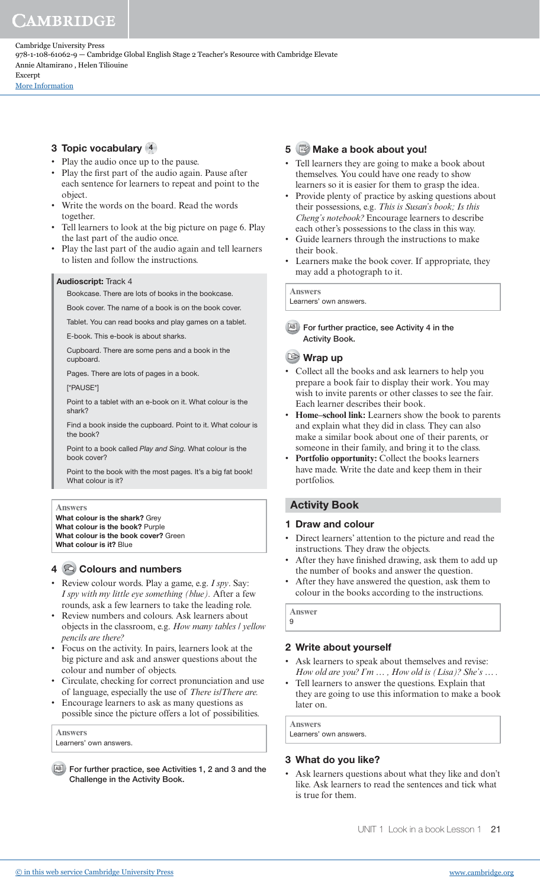### 3 Topic vocabulary 4

- Play the audio once up to the pause.
- Play the first part of the audio again. Pause after each sentence for learners to repeat and point to the object.
- Write the words on the board. Read the words together.
- Tell learners to look at the big picture on page 6. Play the last part of the audio once.
- Play the last part of the audio again and tell learners to listen and follow the instructions.

> **Audioscript:** Track 4
>
> Bookcase. There are lots of books in the bookcase.
>
> Book cover. The name of a book is on the book cover.
>
> Tablet. You can read books and play games on a tablet.
>
> E-book. This e-book is about sharks.
>
> Cupboard. There are some pens and a book in the cupboard.
>
> Pages. There are lots of pages in a book.
>
> [*PAUSE*]
>
> Point to a tablet with an e-book on it. What colour is the shark?
>
> Find a book inside the cupboard. Point to it. What colour is the book?
>
> Point to a book called *Play and Sing*. What colour is the book cover?
>
> Point to the book with the most pages. It's a big fat book! What colour is it?

> **Answers**
> **What colour is the shark?** Grey
> **What colour is the book?** Purple
> **What colour is the book cover?** Green
> **What colour is it?** Blue

### 4 Colours and numbers

- Review colour words. Play a game, e.g. *I spy*. Say: *I spy with my little eye something (blue).* After a few rounds, ask a few learners to take the leading role.
- Review numbers and colours. Ask learners about objects in the classroom, e.g. *How many tables / yellow pencils are there?*
- Focus on the activity. In pairs, learners look at the big picture and ask and answer questions about the colour and number of objects.
- Circulate, checking for correct pronunciation and use of language, especially the use of *There is/There are.*
- Encourage learners to ask as many questions as possible since the picture offers a lot of possibilities.

> **Answers**
> Learners' own answers.

AB **For further practice, see Activities 1, 2 and 3 and the Challenge in the Activity Book.**

### 5 Make a book about you!

- Tell learners they are going to make a book about themselves. You could have one ready to show learners so it is easier for them to grasp the idea.
- Provide plenty of practice by asking questions about their possessions, e.g. *This is Susan's book; Is this Cheng's notebook?* Encourage learners to describe each other's possessions to the class in this way.
- Guide learners through the instructions to make their book.
- Learners make the book cover. If appropriate, they may add a photograph to it.

> **Answers**
> Learners' own answers.

AB **For further practice, see Activity 4 in the Activity Book.**

### Wrap up

- Collect all the books and ask learners to help you prepare a book fair to display their work. You may wish to invite parents or other classes to see the fair. Each learner describes their book.
- **Home–school link:** Learners show the book to parents and explain what they did in class. They can also make a similar book about one of their parents, or someone in their family, and bring it to the class.
- **Portfolio opportunity:** Collect the books learners have made. Write the date and keep them in their portfolios.

## Activity Book

### 1 Draw and colour

- Direct learners' attention to the picture and read the instructions. They draw the objects.
- After they have finished drawing, ask them to add up the number of books and answer the question.
- After they have answered the question, ask them to colour in the books according to the instructions.

> **Answer**
> 9

### 2 Write about yourself

- Ask learners to speak about themselves and revise: *How old are you? I'm … , How old is (Lisa)? She's … .*
- Tell learners to answer the questions. Explain that they are going to use this information to make a book later on.

> **Answers**
> Learners' own answers.

### 3 What do you like?

- Ask learners questions about what they like and don't like. Ask learners to read the sentences and tick what is true for them.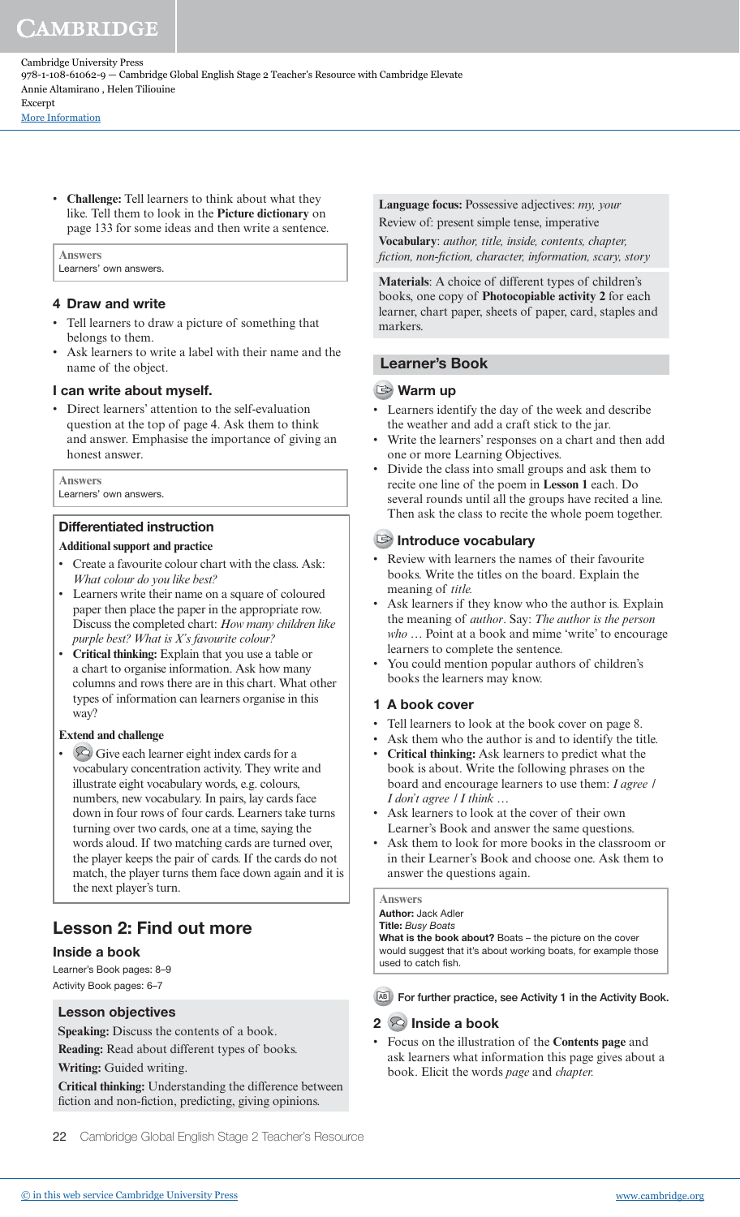- **Challenge:** Tell learners to think about what they like. Tell them to look in the **Picture dictionary** on page 133 for some ideas and then write a sentence.

**Answers**
Learners' own answers.

### 4 Draw and write

- Tell learners to draw a picture of something that belongs to them.
- Ask learners to write a label with their name and the name of the object.

### I can write about myself.

- Direct learners' attention to the self-evaluation question at the top of page 4. Ask them to think and answer. Emphasise the importance of giving an honest answer.

**Answers**
Learners' own answers.

### Differentiated instruction

**Additional support and practice**

- Create a favourite colour chart with the class. Ask: *What colour do you like best?*
- Learners write their name on a square of coloured paper then place the paper in the appropriate row. Discuss the completed chart: *How many children like purple best? What is X's favourite colour?*
- **Critical thinking:** Explain that you use a table or a chart to organise information. Ask how many columns and rows there are in this chart. What other types of information can learners organise in this way?

**Extend and challenge**

- Give each learner eight index cards for a vocabulary concentration activity. They write and illustrate eight vocabulary words, e.g. colours, numbers, new vocabulary. In pairs, lay cards face down in four rows of four cards. Learners take turns turning over two cards, one at a time, saying the words aloud. If two matching cards are turned over, the player keeps the pair of cards. If the cards do not match, the player turns them face down again and it is the next player's turn.

## Lesson 2: Find out more

### Inside a book

Learner's Book pages: 8–9
Activity Book pages: 6–7

### Lesson objectives

**Speaking:** Discuss the contents of a book.
**Reading:** Read about different types of books.
**Writing:** Guided writing.
**Critical thinking:** Understanding the difference between fiction and non-fiction, predicting, giving opinions.

**Language focus:** Possessive adjectives: *my, your*
Review of: present simple tense, imperative
**Vocabulary**: *author, title, inside, contents, chapter, fiction, non-fiction, character, information, scary, story*

**Materials**: A choice of different types of children's books, one copy of **Photocopiable activity 2** for each learner, chart paper, sheets of paper, card, staples and markers.

### Learner's Book

### Warm up

- Learners identify the day of the week and describe the weather and add a craft stick to the jar.
- Write the learners' responses on a chart and then add one or more Learning Objectives.
- Divide the class into small groups and ask them to recite one line of the poem in **Lesson 1** each. Do several rounds until all the groups have recited a line. Then ask the class to recite the whole poem together.

### Introduce vocabulary

- Review with learners the names of their favourite books. Write the titles on the board. Explain the meaning of *title.*
- Ask learners if they know who the author is. Explain the meaning of *author*. Say: *The author is the person who* … Point at a book and mime 'write' to encourage learners to complete the sentence.
- You could mention popular authors of children's books the learners may know.

### 1 A book cover

- Tell learners to look at the book cover on page 8.
- Ask them who the author is and to identify the title.
- **Critical thinking:** Ask learners to predict what the book is about. Write the following phrases on the board and encourage learners to use them: *I agree / I don't agree / I think* …
- Ask learners to look at the cover of their own Learner's Book and answer the same questions.
- Ask them to look for more books in the classroom or in their Learner's Book and choose one. Ask them to answer the questions again.

**Answers**
**Author:** Jack Adler
**Title:** *Busy Boats*
**What is the book about?** Boats – the picture on the cover would suggest that it's about working boats, for example those used to catch fish.

For further practice, see Activity 1 in the Activity Book.

### 2 Inside a book

- Focus on the illustration of the **Contents page** and ask learners what information this page gives about a book. Elicit the words *page* and *chapter.*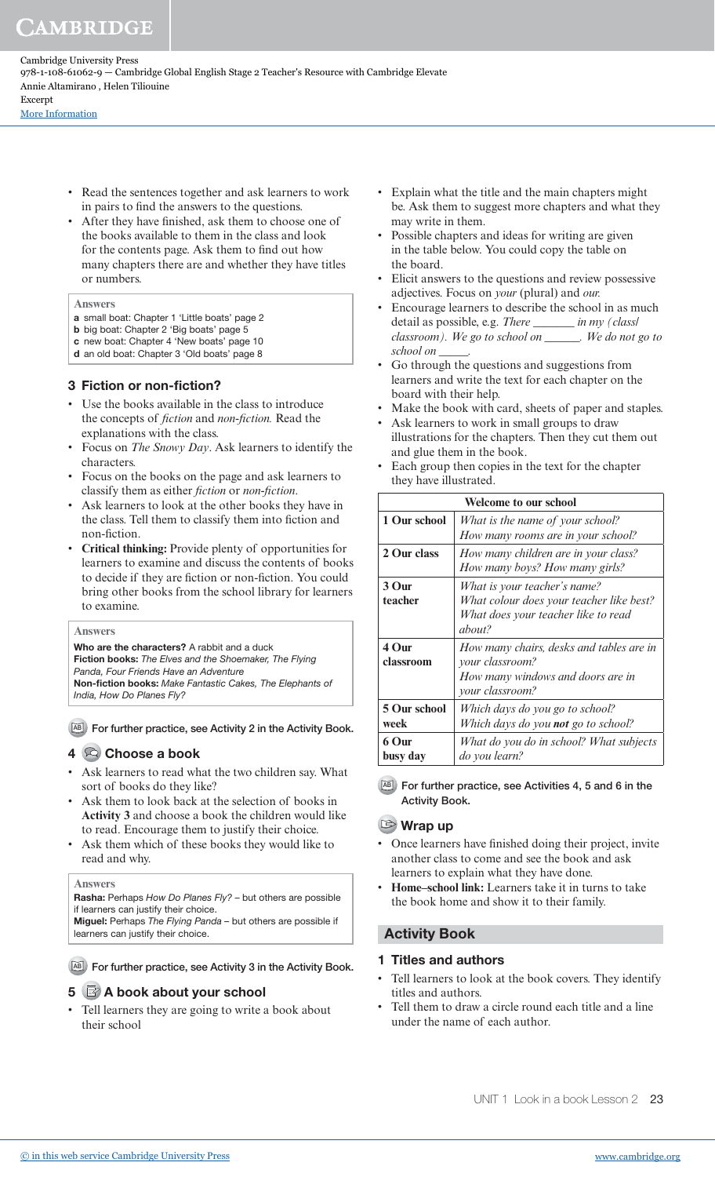- Read the sentences together and ask learners to work in pairs to find the answers to the questions.
- After they have finished, ask them to choose one of the books available to them in the class and look for the contents page. Ask them to find out how many chapters there are and whether they have titles or numbers.

**Answers**

**a** small boat: Chapter 1 'Little boats' page 2
**b** big boat: Chapter 2 'Big boats' page 5
**c** new boat: Chapter 4 'New boats' page 10
**d** an old boat: Chapter 3 'Old boats' page 8

### 3 Fiction or non-fiction?

- Use the books available in the class to introduce the concepts of *fiction* and *non-fiction.* Read the explanations with the class.
- Focus on *The Snowy Day*. Ask learners to identify the characters.
- Focus on the books on the page and ask learners to classify them as either *fiction* or *non-fiction*.
- Ask learners to look at the other books they have in the class. Tell them to classify them into fiction and non-fiction.
- **Critical thinking:** Provide plenty of opportunities for learners to examine and discuss the contents of books to decide if they are fiction or non-fiction. You could bring other books from the school library for learners to examine.

**Answers**

**Who are the characters?** A rabbit and a duck
**Fiction books:** *The Elves and the Shoemaker, The Flying Panda, Four Friends Have an Adventure*
**Non-fiction books:** *Make Fantastic Cakes, The Elephants of India, How Do Planes Fly?*

AB For further practice, see Activity 2 in the Activity Book.

### 4 Choose a book

- Ask learners to read what the two children say. What sort of books do they like?
- Ask them to look back at the selection of books in **Activity 3** and choose a book the children would like to read. Encourage them to justify their choice.
- Ask them which of these books they would like to read and why.

**Answers**

**Rasha:** Perhaps *How Do Planes Fly?* – but others are possible if learners can justify their choice.
**Miguel:** Perhaps *The Flying Panda* – but others are possible if learners can justify their choice.

AB For further practice, see Activity 3 in the Activity Book.

### 5 A book about your school

- Tell learners they are going to write a book about their school
- Explain what the title and the main chapters might be. Ask them to suggest more chapters and what they may write in them.
- Possible chapters and ideas for writing are given in the table below. You could copy the table on the board.
- Elicit answers to the questions and review possessive adjectives. Focus on *your* (plural) and *our.*
- Encourage learners to describe the school in as much detail as possible, e.g. *There _______ in my (class/ classroom). We go to school on ______. We do not go to school on _____.*
- Go through the questions and suggestions from learners and write the text for each chapter on the board with their help.
- Make the book with card, sheets of paper and staples.
- Ask learners to work in small groups to draw illustrations for the chapters. Then they cut them out and glue them in the book.
- Each group then copies in the text for the chapter they have illustrated.

| Welcome to our school | |
|---|---|
| **1 Our school** | *What is the name of your school? How many rooms are in your school?* |
| **2 Our class** | *How many children are in your class? How many boys? How many girls?* |
| **3 Our teacher** | *What is your teacher's name? What colour does your teacher like best? What does your teacher like to read about?* |
| **4 Our classroom** | *How many chairs, desks and tables are in your classroom? How many windows and doors are in your classroom?* |
| **5 Our school week** | *Which days do you go to school? Which days do you **not** go to school?* |
| **6 Our busy day** | *What do you do in school? What subjects do you learn?* |

AB For further practice, see Activities 4, 5 and 6 in the Activity Book.

### Wrap up

- Once learners have finished doing their project, invite another class to come and see the book and ask learners to explain what they have done.
- **Home–school link:** Learners take it in turns to take the book home and show it to their family.

## Activity Book

### 1 Titles and authors

- Tell learners to look at the book covers. They identify titles and authors.
- Tell them to draw a circle round each title and a line under the name of each author.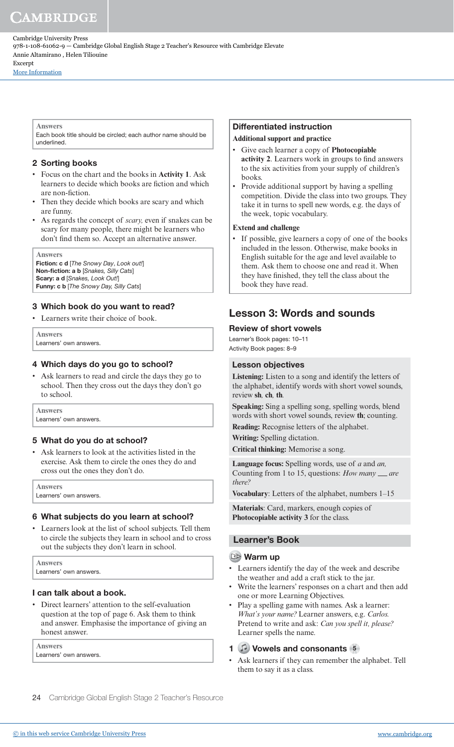**Answers**

Each book title should be circled; each author name should be underlined.

### 2 Sorting books

- Focus on the chart and the books in **Activity 1**. Ask learners to decide which books are fiction and which are non-fiction.
- Then they decide which books are scary and which are funny.
- As regards the concept of *scary,* even if snakes can be scary for many people, there might be learners who don't find them so. Accept an alternative answer.

**Answers**

**Fiction: c d** [*The Snowy Day, Look out!*]
**Non-fiction: a b** [*Snakes, Silly Cats*]
**Scary: a d** [*Snakes, Look Out!*]
**Funny: c b** [*The Snowy Day, Silly Cats*]

### 3 Which book do you want to read?

- Learners write their choice of book.

**Answers**

Learners' own answers.

### 4 Which days do you go to school?

- Ask learners to read and circle the days they go to school. Then they cross out the days they don't go to school.

**Answers**

Learners' own answers.

### 5 What do you do at school?

- Ask learners to look at the activities listed in the exercise. Ask them to circle the ones they do and cross out the ones they don't do.

**Answers**

Learners' own answers.

### 6 What subjects do you learn at school?

- Learners look at the list of school subjects. Tell them to circle the subjects they learn in school and to cross out the subjects they don't learn in school.

**Answers**

Learners' own answers.

### I can talk about a book.

- Direct learners' attention to the self-evaluation question at the top of page 6. Ask them to think and answer. Emphasise the importance of giving an honest answer.

**Answers**

Learners' own answers.

### Differentiated instruction

**Additional support and practice**

- Give each learner a copy of **Photocopiable activity 2**. Learners work in groups to find answers to the six activities from your supply of children's books.
- Provide additional support by having a spelling competition. Divide the class into two groups. They take it in turns to spell new words, e.g. the days of the week, topic vocabulary.

**Extend and challenge**

- If possible, give learners a copy of one of the books included in the lesson. Otherwise, make books in English suitable for the age and level available to them. Ask them to choose one and read it. When they have finished, they tell the class about the book they have read.

## Lesson 3: Words and sounds

### Review of short vowels

Learner's Book pages: 10–11
Activity Book pages: 8–9

### Lesson objectives

**Listening:** Listen to a song and identify the letters of the alphabet, identify words with short vowel sounds, review **sh***,* **ch***,* **th**.

**Speaking:** Sing a spelling song, spelling words, blend words with short vowel sounds, review **th**; counting.

**Reading:** Recognise letters of the alphabet.

**Writing:** Spelling dictation.

**Critical thinking:** Memorise a song.

**Language focus:** Spelling words, use of *a* and *an,* Counting from 1 to 15, questions: *How many \_\_ are there?*

**Vocabulary**: Letters of the alphabet, numbers 1–15

**Materials**: Card, markers, enough copies of **Photocopiable activity 3** for the class.

### Learner's Book

#### Warm up

- Learners identify the day of the week and describe the weather and add a craft stick to the jar.
- Write the learners' responses on a chart and then add one or more Learning Objectives.
- Play a spelling game with names. Ask a learner: *What's your name?* Learner answers, e.g. *Carlos.* Pretend to write and ask: *Can you spell it, please?* Learner spells the name.

#### 1 Vowels and consonants 5

- Ask learners if they can remember the alphabet. Tell them to say it as a class.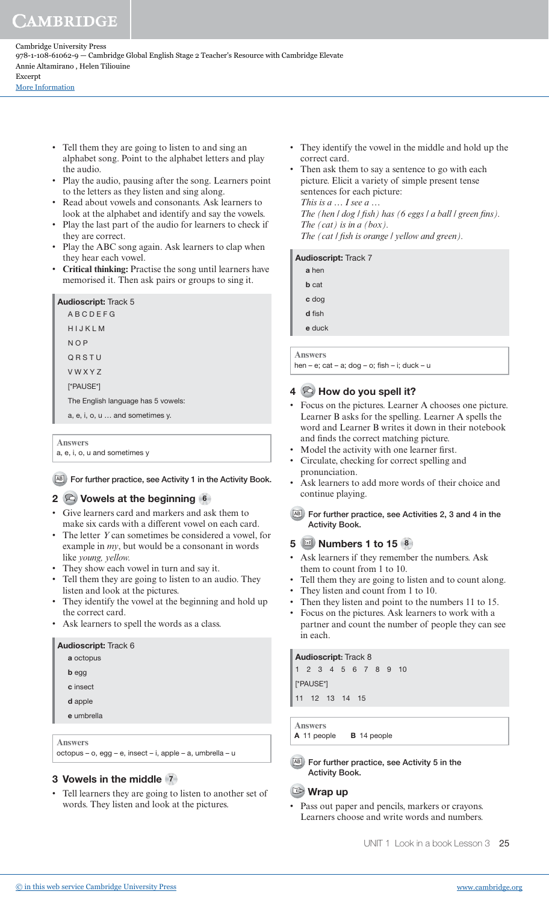- Tell them they are going to listen to and sing an alphabet song. Point to the alphabet letters and play the audio.
- Play the audio, pausing after the song. Learners point to the letters as they listen and sing along.
- Read about vowels and consonants. Ask learners to look at the alphabet and identify and say the vowels.
- Play the last part of the audio for learners to check if they are correct.
- Play the ABC song again. Ask learners to clap when they hear each vowel.
- **Critical thinking:** Practise the song until learners have memorised it. Then ask pairs or groups to sing it.

**Audioscript:** Track 5

A B C D E F G

H I J K L M

N O P

Q R S T U

V W X Y Z

[*PAUSE*]

The English language has 5 vowels:

a, e, i, o, u … and sometimes y.

**Answers**

a, e, i, o, u and sometimes y

For further practice, see Activity 1 in the Activity Book.

## 2 Vowels at the beginning 6

- Give learners card and markers and ask them to make six cards with a different vowel on each card.
- The letter *Y* can sometimes be considered a vowel, for example in *my*, but would be a consonant in words like *young, yellow.*
- They show each vowel in turn and say it.
- Tell them they are going to listen to an audio. They listen and look at the pictures.
- They identify the vowel at the beginning and hold up the correct card.
- Ask learners to spell the words as a class.

**Audioscript:** Track 6

**a** octopus

**b** egg

**c** insect

**d** apple

**e** umbrella

**Answers**

octopus – o, egg – e, insect – i, apple – a, umbrella – u

## 3 Vowels in the middle 7

- Tell learners they are going to listen to another set of words. They listen and look at the pictures.
- They identify the vowel in the middle and hold up the correct card.
- Then ask them to say a sentence to go with each picture. Elicit a variety of simple present tense sentences for each picture:
  *This is a … I see a …*
  *The (hen / dog / fish) has (6 eggs / a ball / green fins).*
  *The (cat) is in a (box).*
  *The (cat / fish is orange / yellow and green).*

**Audioscript:** Track 7

**a** hen

**b** cat

**c** dog

**d** fish

**e** duck

**Answers**

hen – e; cat – a; dog – o; fish – i; duck – u

## 4 How do you spell it?

- Focus on the pictures. Learner A chooses one picture. Learner B asks for the spelling. Learner A spells the word and Learner B writes it down in their notebook and finds the correct matching picture.
- Model the activity with one learner first.
- Circulate, checking for correct spelling and pronunciation.
- Ask learners to add more words of their choice and continue playing.

For further practice, see Activities 2, 3 and 4 in the Activity Book.

## 5 Numbers 1 to 15 8

- Ask learners if they remember the numbers. Ask them to count from 1 to 10.
- Tell them they are going to listen and to count along.
- They listen and count from 1 to 10.
- Then they listen and point to the numbers 11 to 15.
- Focus on the pictures. Ask learners to work with a partner and count the number of people they can see in each.

**Audioscript:** Track 8

1 2 3 4 5 6 7 8 9 10

[*PAUSE*]

11 12 13 14 15

**Answers**

**A** 11 people **B** 14 people

For further practice, see Activity 5 in the Activity Book.

## Wrap up

- Pass out paper and pencils, markers or crayons. Learners choose and write words and numbers.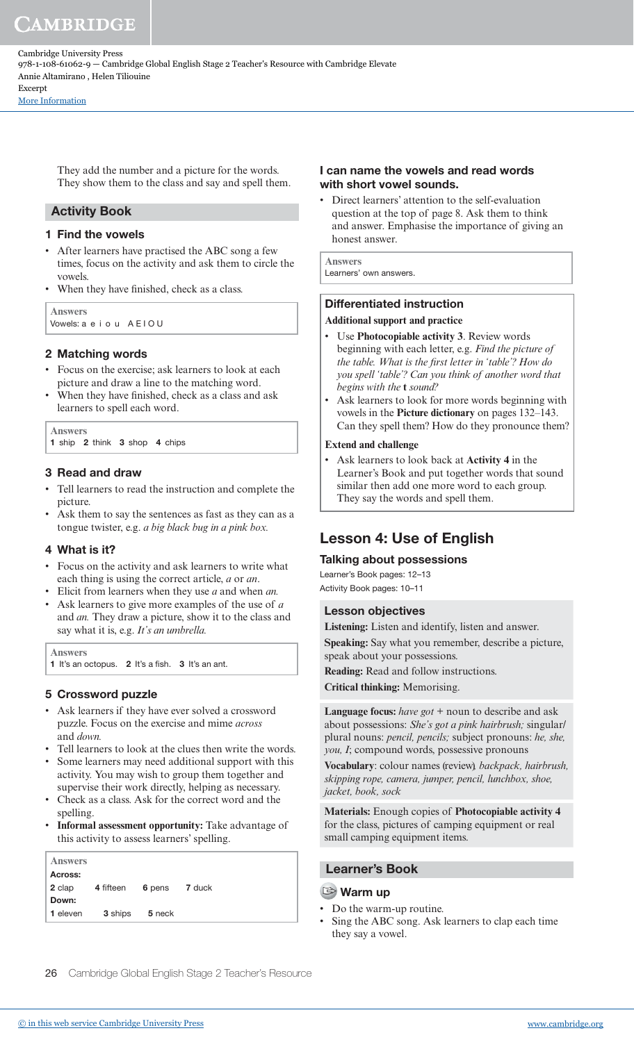They add the number and a picture for the words. They show them to the class and say and spell them.

## Activity Book

### 1 Find the vowels

- After learners have practised the ABC song a few times, focus on the activity and ask them to circle the vowels.
- When they have finished, check as a class.

**Answers**
Vowels: a e i o u A E I O U

### 2 Matching words

- Focus on the exercise; ask learners to look at each picture and draw a line to the matching word.
- When they have finished, check as a class and ask learners to spell each word.

**Answers**
**1** ship **2** think **3** shop **4** chips

### 3 Read and draw

- Tell learners to read the instruction and complete the picture.
- Ask them to say the sentences as fast as they can as a tongue twister, e.g. *a big black bug in a pink box.*

### 4 What is it?

- Focus on the activity and ask learners to write what each thing is using the correct article, *a* or *an*.
- Elicit from learners when they use *a* and when *an.*
- Ask learners to give more examples of the use of *a* and *an.* They draw a picture, show it to the class and say what it is, e.g. *It's an umbrella.*

**Answers**
**1** It's an octopus. **2** It's a fish. **3** It's an ant.

### 5 Crossword puzzle

- Ask learners if they have ever solved a crossword puzzle. Focus on the exercise and mime *across* and *down.*
- Tell learners to look at the clues then write the words.
- Some learners may need additional support with this activity. You may wish to group them together and supervise their work directly, helping as necessary.
- Check as a class. Ask for the correct word and the spelling.
- **Informal assessment opportunity:** Take advantage of this activity to assess learners' spelling.

**Answers**
**Across:**
**2** clap **4** fifteen **6** pens **7** duck
**Down:**
**1** eleven **3** ships **5** neck

### I can name the vowels and read words with short vowel sounds.

- Direct learners' attention to the self-evaluation question at the top of page 8. Ask them to think and answer. Emphasise the importance of giving an honest answer.

**Answers**
Learners' own answers.

### Differentiated instruction

**Additional support and practice**

- Use **Photocopiable activity 3**. Review words beginning with each letter, e.g. *Find the picture of the table. What is the first letter in 'table'? How do you spell 'table'? Can you think of another word that begins with the* **t** *sound?*
- Ask learners to look for more words beginning with vowels in the **Picture dictionary** on pages 132–143. Can they spell them? How do they pronounce them?

**Extend and challenge**

- Ask learners to look back at **Activity 4** in the Learner's Book and put together words that sound similar then add one more word to each group. They say the words and spell them.

## Lesson 4: Use of English

### Talking about possessions

Learner's Book pages: 12–13
Activity Book pages: 10–11

### Lesson objectives

**Listening:** Listen and identify, listen and answer.
**Speaking:** Say what you remember, describe a picture, speak about your possessions.
**Reading:** Read and follow instructions.
**Critical thinking:** Memorising.

**Language focus:** *have got* + noun to describe and ask about possessions: *She's got a pink hairbrush;* singular/plural nouns: *pencil, pencils;* subject pronouns: *he, she, you, I*; compound words, possessive pronouns

**Vocabulary**: colour names (review)*, backpack, hairbrush, skipping rope, camera, jumper, pencil, lunchbox, shoe, jacket, book, sock*

**Materials:** Enough copies of **Photocopiable activity 4** for the class, pictures of camping equipment or real small camping equipment items.

## Learner's Book

### Warm up

- Do the warm-up routine.
- Sing the ABC song. Ask learners to clap each time they say a vowel.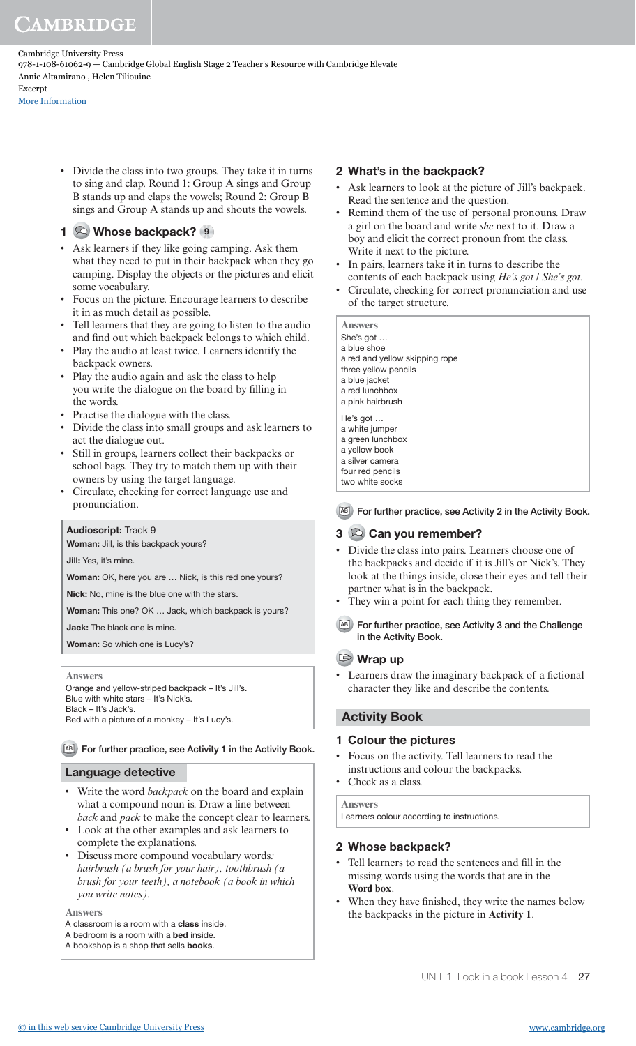- Divide the class into two groups. They take it in turns to sing and clap. Round 1: Group A sings and Group B stands up and claps the vowels; Round 2: Group B sings and Group A stands up and shouts the vowels.

## 1 Whose backpack? 9

- Ask learners if they like going camping. Ask them what they need to put in their backpack when they go camping. Display the objects or the pictures and elicit some vocabulary.
- Focus on the picture. Encourage learners to describe it in as much detail as possible.
- Tell learners that they are going to listen to the audio and find out which backpack belongs to which child.
- Play the audio at least twice. Learners identify the backpack owners.
- Play the audio again and ask the class to help you write the dialogue on the board by filling in the words.
- Practise the dialogue with the class.
- Divide the class into small groups and ask learners to act the dialogue out.
- Still in groups, learners collect their backpacks or school bags. They try to match them up with their owners by using the target language.
- Circulate, checking for correct language use and pronunciation.

**Audioscript:** Track 9

**Woman:** Jill, is this backpack yours?

**Jill:** Yes, it's mine.

**Woman:** OK, here you are … Nick, is this red one yours?

**Nick:** No, mine is the blue one with the stars.

**Woman:** This one? OK … Jack, which backpack is yours?

**Jack:** The black one is mine.

**Woman:** So which one is Lucy's?

**Answers**

Orange and yellow-striped backpack – It's Jill's.
Blue with white stars – It's Nick's.
Black – It's Jack's.
Red with a picture of a monkey – It's Lucy's.

AB For further practice, see Activity 1 in the Activity Book.

### Language detective

- Write the word *backpack* on the board and explain what a compound noun is. Draw a line between *back* and *pack* to make the concept clear to learners.
- Look at the other examples and ask learners to complete the explanations.
- Discuss more compound vocabulary words*: hairbrush (a brush for your hair), toothbrush (a brush for your teeth), a notebook (a book in which you write notes).*

**Answers**

A classroom is a room with a **class** inside.
A bedroom is a room with a **bed** inside.
A bookshop is a shop that sells **books**.

## 2 What's in the backpack?

- Ask learners to look at the picture of Jill's backpack. Read the sentence and the question.
- Remind them of the use of personal pronouns. Draw a girl on the board and write *she* next to it. Draw a boy and elicit the correct pronoun from the class. Write it next to the picture.
- In pairs, learners take it in turns to describe the contents of each backpack using *He's got / She's got.*
- Circulate, checking for correct pronunciation and use of the target structure.

**Answers**

She's got …
a blue shoe
a red and yellow skipping rope
three yellow pencils
a blue jacket
a red lunchbox
a pink hairbrush

He's got …
a white jumper
a green lunchbox
a yellow book
a silver camera
four red pencils
two white socks

AB For further practice, see Activity 2 in the Activity Book.

## 3 Can you remember?

- Divide the class into pairs. Learners choose one of the backpacks and decide if it is Jill's or Nick's. They look at the things inside, close their eyes and tell their partner what is in the backpack.
- They win a point for each thing they remember.

AB For further practice, see Activity 3 and the Challenge in the Activity Book.

### Wrap up

- Learners draw the imaginary backpack of a fictional character they like and describe the contents.

## Activity Book

### 1 Colour the pictures

- Focus on the activity. Tell learners to read the instructions and colour the backpacks.
- Check as a class.

**Answers**

Learners colour according to instructions.

### 2 Whose backpack?

- Tell learners to read the sentences and fill in the missing words using the words that are in the **Word box**.
- When they have finished, they write the names below the backpacks in the picture in **Activity 1**.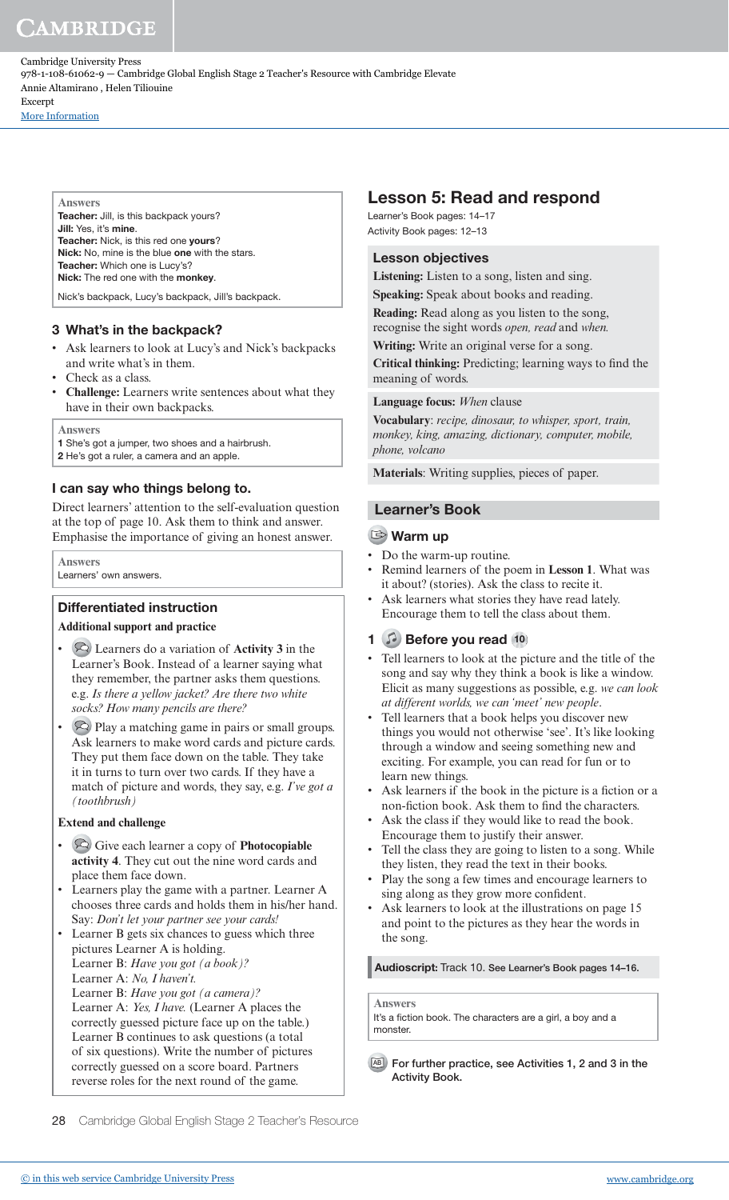**Answers**

**Teacher:** Jill, is this backpack yours?
**Jill:** Yes, it's **mine**.
**Teacher:** Nick, is this red one **yours**?
**Nick:** No, mine is the blue **one** with the stars.
**Teacher:** Which one is Lucy's?
**Nick:** The red one with the **monkey**.

Nick's backpack, Lucy's backpack, Jill's backpack.

### 3 What's in the backpack?

- Ask learners to look at Lucy's and Nick's backpacks and write what's in them.
- Check as a class.
- **Challenge:** Learners write sentences about what they have in their own backpacks.

**Answers**

1 She's got a jumper, two shoes and a hairbrush.
2 He's got a ruler, a camera and an apple.

### I can say who things belong to.

Direct learners' attention to the self-evaluation question at the top of page 10. Ask them to think and answer. Emphasise the importance of giving an honest answer.

**Answers**

Learners' own answers.

### Differentiated instruction

**Additional support and practice**

- Learners do a variation of **Activity 3** in the Learner's Book. Instead of a learner saying what they remember, the partner asks them questions. e.g. *Is there a yellow jacket? Are there two white socks? How many pencils are there?*
- Play a matching game in pairs or small groups. Ask learners to make word cards and picture cards. They put them face down on the table. They take it in turns to turn over two cards. If they have a match of picture and words, they say, e.g. *I've got a (toothbrush)*

**Extend and challenge**

- Give each learner a copy of **Photocopiable activity 4**. They cut out the nine word cards and place them face down.
- Learners play the game with a partner. Learner A chooses three cards and holds them in his/her hand. Say: *Don't let your partner see your cards!*
- Learner B gets six chances to guess which three pictures Learner A is holding.
  Learner B: *Have you got (a book)?*
  Learner A: *No, I haven't.*
  Learner B: *Have you got (a camera)?*
  Learner A: *Yes, I have.* (Learner A places the correctly guessed picture face up on the table.)
  Learner B continues to ask questions (a total of six questions). Write the number of pictures correctly guessed on a score board. Partners reverse roles for the next round of the game.

## Lesson 5: Read and respond

Learner's Book pages: 14–17
Activity Book pages: 12–13

### Lesson objectives

**Listening:** Listen to a song, listen and sing.

**Speaking:** Speak about books and reading.

**Reading:** Read along as you listen to the song, recognise the sight words *open, read* and *when.*

**Writing:** Write an original verse for a song.

**Critical thinking:** Predicting; learning ways to find the meaning of words.

**Language focus:** *When* clause

**Vocabulary**: *recipe, dinosaur, to whisper, sport, train, monkey, king, amazing, dictionary, computer, mobile, phone, volcano*

**Materials**: Writing supplies, pieces of paper.

### Learner's Book

#### Warm up

- Do the warm-up routine.
- Remind learners of the poem in **Lesson 1**. What was it about? (stories). Ask the class to recite it.
- Ask learners what stories they have read lately. Encourage them to tell the class about them.

#### 1 Before you read 10

- Tell learners to look at the picture and the title of the song and say why they think a book is like a window. Elicit as many suggestions as possible, e.g. *we can look at different worlds, we can 'meet' new people*.
- Tell learners that a book helps you discover new things you would not otherwise 'see'. It's like looking through a window and seeing something new and exciting. For example, you can read for fun or to learn new things.
- Ask learners if the book in the picture is a fiction or a non-fiction book. Ask them to find the characters.
- Ask the class if they would like to read the book. Encourage them to justify their answer.
- Tell the class they are going to listen to a song. While they listen, they read the text in their books.
- Play the song a few times and encourage learners to sing along as they grow more confident.
- Ask learners to look at the illustrations on page 15 and point to the pictures as they hear the words in the song.

**Audioscript:** Track 10. See Learner's Book pages 14–16.

**Answers**

It's a fiction book. The characters are a girl, a boy and a monster.

AB For further practice, see Activities 1, 2 and 3 in the Activity Book.